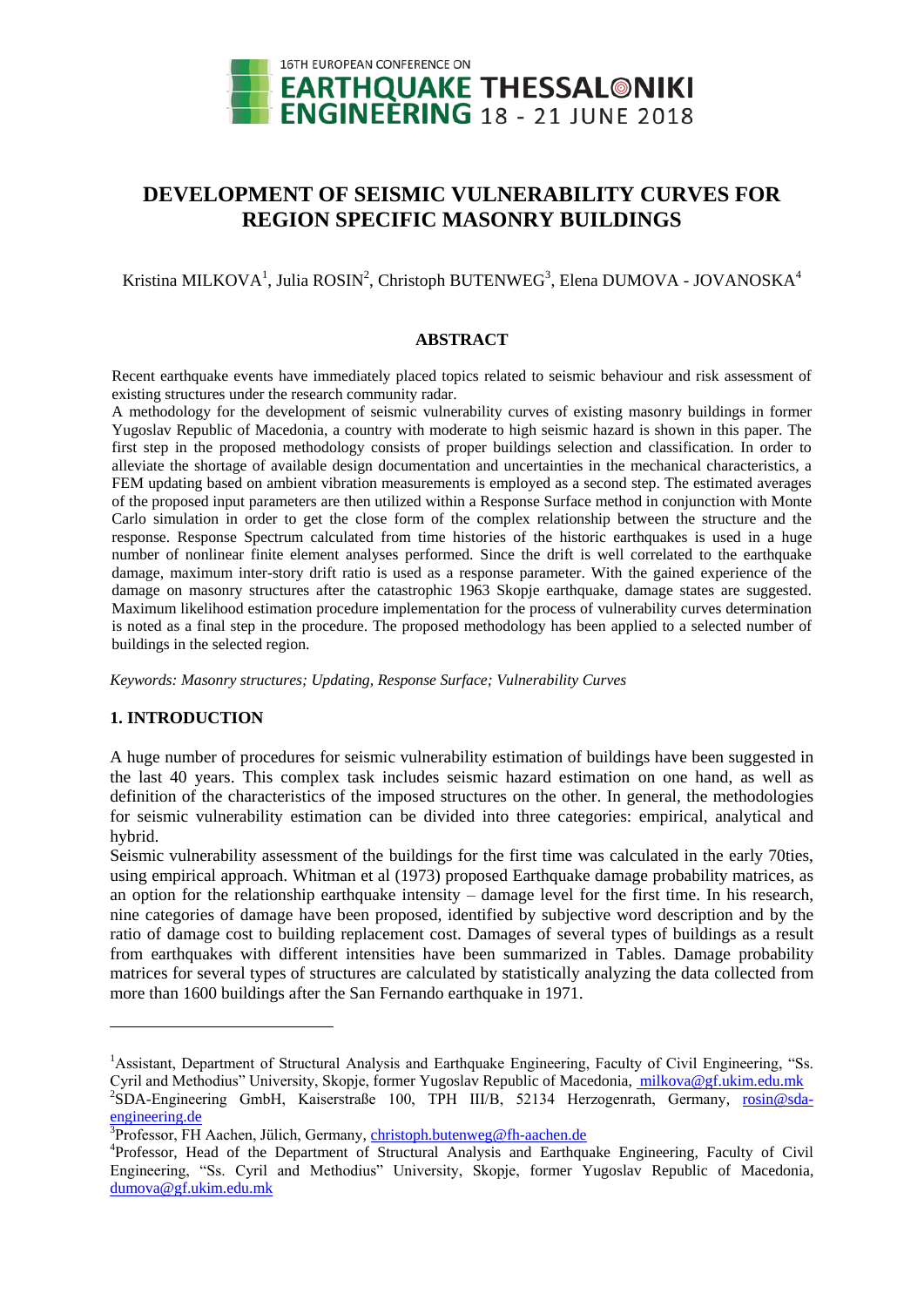# DEVELOPMENT OF SEISMIC VULNERABILITY CURVES FOR REGION SPECIFIC MASONRY BUILDINGS

Kristina MILKOVA[1], Julia ROSIN[2], Christoph BUTENWEG[3], Elena DUMOVA - JOVANOSKA[4]

## ABSTRACT

Recent earthquake events have immediately placed topics related to seismic behaviour and risk assessment of existing structures under the research community radar.

A methodology for the development of seismic vulnerability curves of existing masonry buildings in former Yugoslav Republic of Macedonia, a country with moderate to high seismic hazard is shown in this paper. The first step in the proposed methodology consists of proper buildings selection and classification. In order to alleviate the shortage of available design documentation and uncertainties in the mechanical characteristics, a FEM updating based on ambient vibration measurements is employed as a second step. The estimated averages of the proposed input parameters are then utilized within a Response Surface method in conjunction with Monte Carlo simulation in order to get the close form of the complex relationship between the structure and the response. Response Spectrum calculated from time histories of the historic earthquakes is used in a huge number of nonlinear finite element analyses performed. Since the drift is well correlated to the earthquake damage, maximum inter-story drift ratio is used as a response parameter. With the gained experience of the damage on masonry structures after the catastrophic 1963 Skopje earthquake, damage states are suggested. Maximum likelihood estimation procedure implementation for the process of vulnerability curves determination is noted as a final step in the procedure. The proposed methodology has been applied to a selected number of buildings in the selected region.

*Keywords: Masonry structures; Updating, Response Surface; Vulnerability Curves*

## 1. INTRODUCTION

A huge number of procedures for seismic vulnerability estimation of buildings have been suggested in the last 40 years. This complex task includes seismic hazard estimation on one hand, as well as definition of the characteristics of the imposed structures on the other. In general, the methodologies for seismic vulnerability estimation can be divided into three categories: empirical, analytical and hybrid.

Seismic vulnerability assessment of the buildings for the first time was calculated in the early 70ties, using empirical approach. Whitman et al (1973) proposed Earthquake damage probability matrices, as an option for the relationship earthquake intensity – damage level for the first time. In his research, nine categories of damage have been proposed, identified by subjective word description and by the ratio of damage cost to building replacement cost. Damages of several types of buildings as a result from earthquakes with different intensities have been summarized in Tables. Damage probability matrices for several types of structures are calculated by statistically analyzing the data collected from more than 1600 buildings after the San Fernando earthquake in 1971.

---

[1]Assistant, Department of Structural Analysis and Earthquake Engineering, Faculty of Civil Engineering, "Ss. Cyril and Methodius" University, Skopje, former Yugoslav Republic of Macedonia, milkova@gf.ukim.edu.mk

[2]SDA-Engineering GmbH, Kaiserstraße 100, TPH III/B, 52134 Herzogenrath, Germany, rosin@sda-engineering.de

[3]Professor, FH Aachen, Jülich, Germany, christoph.butenweg@fh-aachen.de

[4]Professor, Head of the Department of Structural Analysis and Earthquake Engineering, Faculty of Civil Engineering, "Ss. Cyril and Methodius" University, Skopje, former Yugoslav Republic of Macedonia, dumova@gf.ukim.edu.mk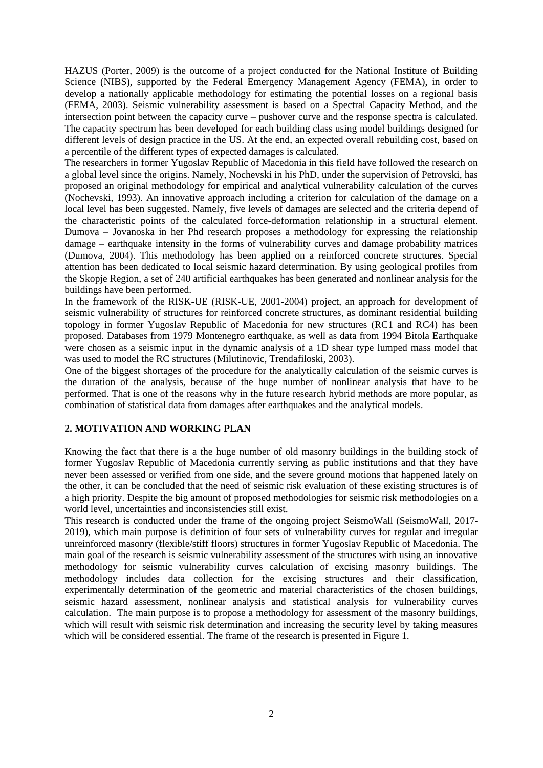HAZUS (Porter, 2009) is the outcome of a project conducted for the National Institute of Building Science (NIBS), supported by the Federal Emergency Management Agency (FEMA), in order to develop a nationally applicable methodology for estimating the potential losses on a regional basis (FEMA, 2003). Seismic vulnerability assessment is based on a Spectral Capacity Method, and the intersection point between the capacity curve – pushover curve and the response spectra is calculated. The capacity spectrum has been developed for each building class using model buildings designed for different levels of design practice in the US. At the end, an expected overall rebuilding cost, based on a percentile of the different types of expected damages is calculated.

The researchers in former Yugoslav Republic of Macedonia in this field have followed the research on a global level since the origins. Namely, Nochevski in his PhD, under the supervision of Petrovski, has proposed an original methodology for empirical and analytical vulnerability calculation of the curves (Nochevski, 1993). An innovative approach including a criterion for calculation of the damage on a local level has been suggested. Namely, five levels of damages are selected and the criteria depend of the characteristic points of the calculated force-deformation relationship in a structural element. Dumova – Jovanoska in her Phd research proposes a methodology for expressing the relationship damage – earthquake intensity in the forms of vulnerability curves and damage probability matrices (Dumova, 2004). This methodology has been applied on a reinforced concrete structures. Special attention has been dedicated to local seismic hazard determination. By using geological profiles from the Skopje Region, a set of 240 artificial earthquakes has been generated and nonlinear analysis for the buildings have been performed.

In the framework of the RISK-UE (RISK-UE, 2001-2004) project, an approach for development of seismic vulnerability of structures for reinforced concrete structures, as dominant residential building topology in former Yugoslav Republic of Macedonia for new structures (RC1 and RC4) has been proposed. Databases from 1979 Montenegro earthquake, as well as data from 1994 Bitola Earthquake were chosen as a seismic input in the dynamic analysis of a 1D shear type lumped mass model that was used to model the RC structures (Milutinovic, Trendafiloski, 2003).

One of the biggest shortages of the procedure for the analytically calculation of the seismic curves is the duration of the analysis, because of the huge number of nonlinear analysis that have to be performed. That is one of the reasons why in the future research hybrid methods are more popular, as combination of statistical data from damages after earthquakes and the analytical models.

## 2. MOTIVATION AND WORKING PLAN

Knowing the fact that there is a the huge number of old masonry buildings in the building stock of former Yugoslav Republic of Macedonia currently serving as public institutions and that they have never been assessed or verified from one side, and the severe ground motions that happened lately on the other, it can be concluded that the need of seismic risk evaluation of these existing structures is of a high priority. Despite the big amount of proposed methodologies for seismic risk methodologies on a world level, uncertainties and inconsistencies still exist.

This research is conducted under the frame of the ongoing project SeismoWall (SeismoWall, 2017-2019), which main purpose is definition of four sets of vulnerability curves for regular and irregular unreinforced masonry (flexible/stiff floors) structures in former Yugoslav Republic of Macedonia. The main goal of the research is seismic vulnerability assessment of the structures with using an innovative methodology for seismic vulnerability curves calculation of excising masonry buildings. The methodology includes data collection for the excising structures and their classification, experimentally determination of the geometric and material characteristics of the chosen buildings, seismic hazard assessment, nonlinear analysis and statistical analysis for vulnerability curves calculation. The main purpose is to propose a methodology for assessment of the masonry buildings, which will result with seismic risk determination and increasing the security level by taking measures which will be considered essential. The frame of the research is presented in Figure 1.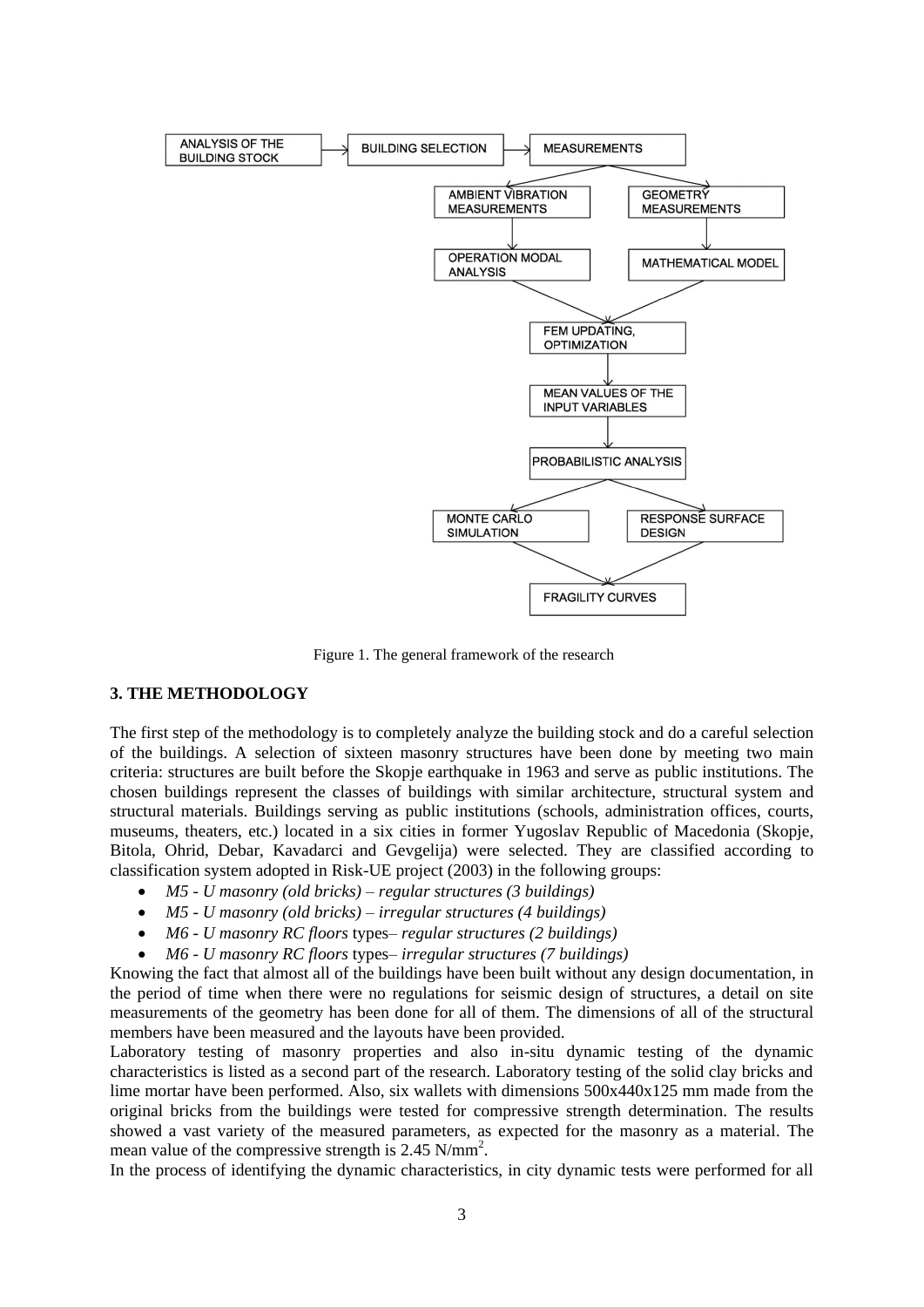ANALYSIS OF THE BUILDING STOCK

BUILDING SELECTION

MEASUREMENTS

AMBIENT VIBRATION MEASUREMENTS

GEOMETRY MEASUREMENTS

OPERATION MODAL ANALYSIS

MATHEMATICAL MODEL

FEM UPDATING, OPTIMIZATION

MEAN VALUES OF THE INPUT VARIABLES

PROBABILISTIC ANALYSIS

MONTE CARLO SIMULATION

RESPONSE SURFACE DESIGN

FRAGILITY CURVES

Figure 1. The general framework of the research

## 3. THE METHODOLOGY

The first step of the methodology is to completely analyze the building stock and do a careful selection of the buildings. A selection of sixteen masonry structures have been done by meeting two main criteria: structures are built before the Skopje earthquake in 1963 and serve as public institutions. The chosen buildings represent the classes of buildings with similar architecture, structural system and structural materials. Buildings serving as public institutions (schools, administration offices, courts, museums, theaters, etc.) located in a six cities in former Yugoslav Republic of Macedonia (Skopje, Bitola, Ohrid, Debar, Kavadarci and Gevgelija) were selected. They are classified according to classification system adopted in Risk-UE project (2003) in the following groups:

- *M5 - U masonry (old bricks) – regular structures (3 buildings)*
- *M5 - U masonry (old bricks) – irregular structures (4 buildings)*
- *M6 - U masonry RC floors* types– *regular structures (2 buildings)*
- *M6 - U masonry RC floors* types– *irregular structures (7 buildings)*

Knowing the fact that almost all of the buildings have been built without any design documentation, in the period of time when there were no regulations for seismic design of structures, a detail on site measurements of the geometry has been done for all of them. The dimensions of all of the structural members have been measured and the layouts have been provided.

Laboratory testing of masonry properties and also in-situ dynamic testing of the dynamic characteristics is listed as a second part of the research. Laboratory testing of the solid clay bricks and lime mortar have been performed. Also, six wallets with dimensions 500x440x125 mm made from the original bricks from the buildings were tested for compressive strength determination. The results showed a vast variety of the measured parameters, as expected for the masonry as a material. The mean value of the compressive strength is 2.45 N/mm$^2$.

In the process of identifying the dynamic characteristics, in city dynamic tests were performed for all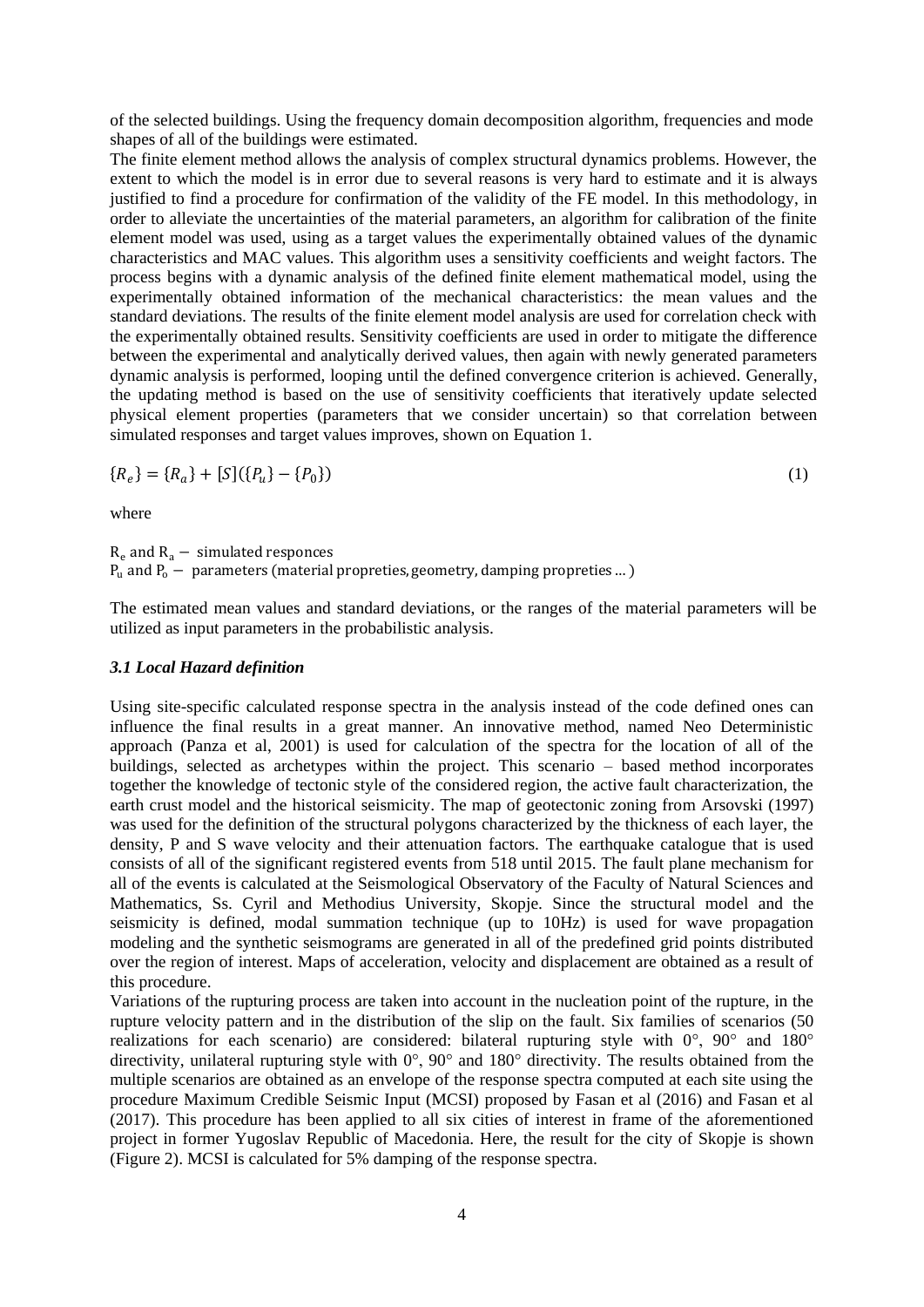of the selected buildings. Using the frequency domain decomposition algorithm, frequencies and mode shapes of all of the buildings were estimated.

The finite element method allows the analysis of complex structural dynamics problems. However, the extent to which the model is in error due to several reasons is very hard to estimate and it is always justified to find a procedure for confirmation of the validity of the FE model. In this methodology, in order to alleviate the uncertainties of the material parameters, an algorithm for calibration of the finite element model was used, using as a target values the experimentally obtained values of the dynamic characteristics and MAC values. This algorithm uses a sensitivity coefficients and weight factors. The process begins with a dynamic analysis of the defined finite element mathematical model, using the experimentally obtained information of the mechanical characteristics: the mean values and the standard deviations. The results of the finite element model analysis are used for correlation check with the experimentally obtained results. Sensitivity coefficients are used in order to mitigate the difference between the experimental and analytically derived values, then again with newly generated parameters dynamic analysis is performed, looping until the defined convergence criterion is achieved. Generally, the updating method is based on the use of sensitivity coefficients that iteratively update selected physical element properties (parameters that we consider uncertain) so that correlation between simulated responses and target values improves, shown on Equation 1.

$$\{R_e\} = \{R_a\} + [S](\{P_u\} - \{P_0\}) \tag{1}$$

where

$R_e$ and $R_a$ − simulated responces
$P_u$ and $P_o$ − parameters (material propreties, geometry, damping propreties ... )

The estimated mean values and standard deviations, or the ranges of the material parameters will be utilized as input parameters in the probabilistic analysis.

### *3.1 Local Hazard definition*

Using site-specific calculated response spectra in the analysis instead of the code defined ones can influence the final results in a great manner. An innovative method, named Neo Deterministic approach (Panza et al, 2001) is used for calculation of the spectra for the location of all of the buildings, selected as archetypes within the project. This scenario – based method incorporates together the knowledge of tectonic style of the considered region, the active fault characterization, the earth crust model and the historical seismicity. The map of geotectonic zoning from Arsovski (1997) was used for the definition of the structural polygons characterized by the thickness of each layer, the density, P and S wave velocity and their attenuation factors. The earthquake catalogue that is used consists of all of the significant registered events from 518 until 2015. The fault plane mechanism for all of the events is calculated at the Seismological Observatory of the Faculty of Natural Sciences and Mathematics, Ss. Cyril and Methodius University, Skopje. Since the structural model and the seismicity is defined, modal summation technique (up to 10Hz) is used for wave propagation modeling and the synthetic seismograms are generated in all of the predefined grid points distributed over the region of interest. Maps of acceleration, velocity and displacement are obtained as a result of this procedure.

Variations of the rupturing process are taken into account in the nucleation point of the rupture, in the rupture velocity pattern and in the distribution of the slip on the fault. Six families of scenarios (50 realizations for each scenario) are considered: bilateral rupturing style with 0°, 90° and 180° directivity, unilateral rupturing style with 0°, 90° and 180° directivity. The results obtained from the multiple scenarios are obtained as an envelope of the response spectra computed at each site using the procedure Maximum Credible Seismic Input (MCSI) proposed by Fasan et al (2016) and Fasan et al (2017). This procedure has been applied to all six cities of interest in frame of the aforementioned project in former Yugoslav Republic of Macedonia. Here, the result for the city of Skopje is shown (Figure 2). MCSI is calculated for 5% damping of the response spectra.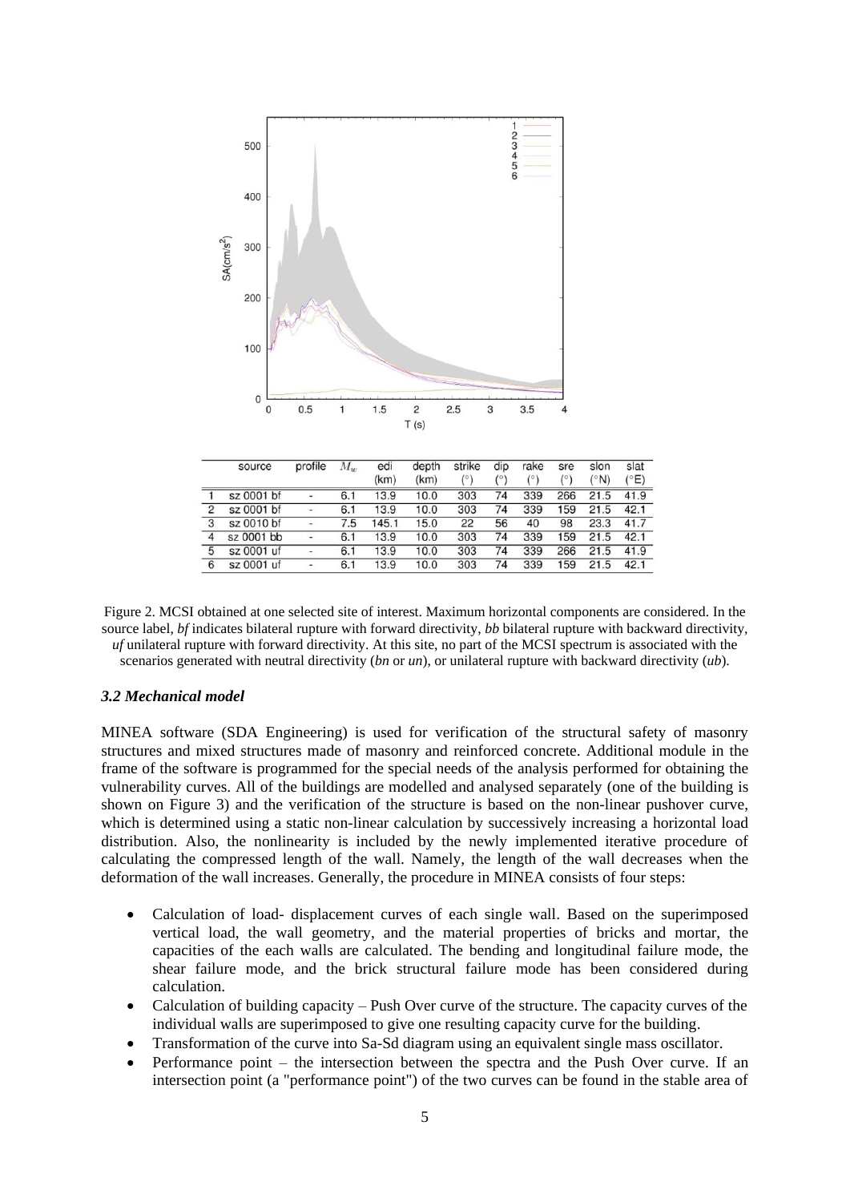500

400

300

200

100

0

SA(cm/s$^2$)

0 0.5 1 1.5 2 2.5 3 3.5 4

T (s)

1
2
3
4
5
6

| | source | profile | $M_w$ | edi (km) | depth (km) | strike (°) | dip (°) | rake (°) | sre (°) | slon (°N) | slat (°E) |
|---|---|---|---|---|---|---|---|---|---|---|---|
| 1 | sz 0001 bf | - | 6.1 | 13.9 | 10.0 | 303 | 74 | 339 | 266 | 21.5 | 41.9 |
| 2 | sz 0001 bf | - | 6.1 | 13.9 | 10.0 | 303 | 74 | 339 | 159 | 21.5 | 42.1 |
| 3 | sz 0010 bf | - | 7.5 | 145.1 | 15.0 | 22 | 56 | 40 | 98 | 23.3 | 41.7 |
| 4 | sz 0001 bb | - | 6.1 | 13.9 | 10.0 | 303 | 74 | 339 | 159 | 21.5 | 42.1 |
| 5 | sz 0001 uf | - | 6.1 | 13.9 | 10.0 | 303 | 74 | 339 | 266 | 21.5 | 41.9 |
| 6 | sz 0001 uf | - | 6.1 | 13.9 | 10.0 | 303 | 74 | 339 | 159 | 21.5 | 42.1 |

Figure 2. MCSI obtained at one selected site of interest. Maximum horizontal components are considered. In the source label, *bf* indicates bilateral rupture with forward directivity, *bb* bilateral rupture with backward directivity, *uf* unilateral rupture with forward directivity. At this site, no part of the MCSI spectrum is associated with the scenarios generated with neutral directivity (*bn* or *un*), or unilateral rupture with backward directivity (*ub*).

### *3.2 Mechanical model*

MINEA software (SDA Engineering) is used for verification of the structural safety of masonry structures and mixed structures made of masonry and reinforced concrete. Additional module in the frame of the software is programmed for the special needs of the analysis performed for obtaining the vulnerability curves. All of the buildings are modelled and analysed separately (one of the building is shown on Figure 3) and the verification of the structure is based on the non-linear pushover curve, which is determined using a static non-linear calculation by successively increasing a horizontal load distribution. Also, the nonlinearity is included by the newly implemented iterative procedure of calculating the compressed length of the wall. Namely, the length of the wall decreases when the deformation of the wall increases. Generally, the procedure in MINEA consists of four steps:

- Calculation of load- displacement curves of each single wall. Based on the superimposed vertical load, the wall geometry, and the material properties of bricks and mortar, the capacities of the each walls are calculated. The bending and longitudinal failure mode, the shear failure mode, and the brick structural failure mode has been considered during calculation.
- Calculation of building capacity – Push Over curve of the structure. The capacity curves of the individual walls are superimposed to give one resulting capacity curve for the building.
- Transformation of the curve into Sa-Sd diagram using an equivalent single mass oscillator.
- Performance point – the intersection between the spectra and the Push Over curve. If an intersection point (a "performance point") of the two curves can be found in the stable area of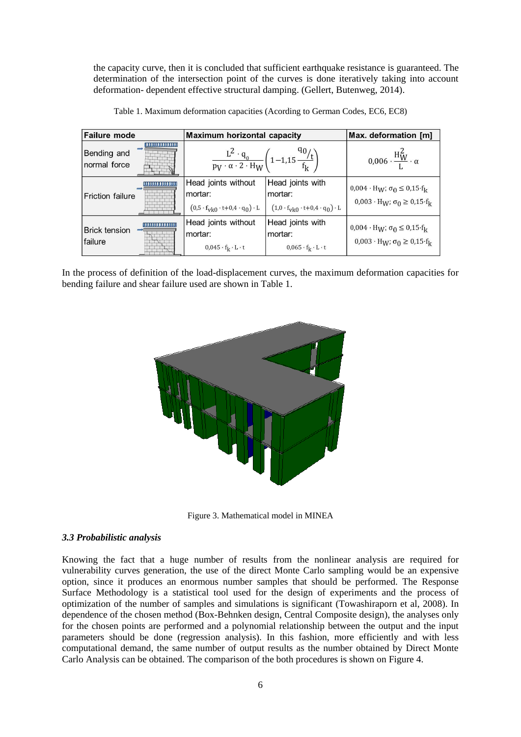the capacity curve, then it is concluded that sufficient earthquake resistance is guaranteed. The determination of the intersection point of the curves is done iteratively taking into account deformation- dependent effective structural damping. (Gellert, Butenweg, 2014).

Table 1. Maximum deformation capacities (Acording to German Codes, EC6, EC8)

| Failure mode | Maximum horizontal capacity | | Max. deformation [m] |
|---|---|---|---|
| Bending and normal force | $\frac{L^2 \cdot q_0}{p_V \cdot \alpha \cdot 2 \cdot H_W}\left(1-1{,}15\frac{q_0/t}{f_k}\right)$ | | $0{,}006 \cdot \frac{H_W^2}{L} \cdot \alpha$ |
| Friction failure | Head joints without mortar: $(0{,}5 \cdot f_{vk0} \cdot t+0{,}4 \cdot q_0) \cdot L$ | Head joints with mortar: $(1{,}0 \cdot f_{vk0} \cdot t+0{,}4 \cdot q_0) \cdot L$ | $0{,}004 \cdot H_W;\ \sigma_0 \leq 0{,}15 \cdot f_k$<br>$0{,}003 \cdot H_W;\ \sigma_0 \geq 0{,}15 \cdot f_k$ |
| Brick tension failure | Head joints without mortar: $0{,}045 \cdot f_k \cdot L \cdot t$ | Head joints with mortar: $0{,}065 \cdot f_k \cdot L \cdot t$ | $0{,}004 \cdot H_W;\ \sigma_0 \leq 0{,}15 \cdot f_k$<br>$0{,}003 \cdot H_W;\ \sigma_0 \geq 0{,}15 \cdot f_k$ |

In the process of definition of the load-displacement curves, the maximum deformation capacities for bending failure and shear failure used are shown in Table 1.

Figure 3. Mathematical model in MINEA

### *3.3 Probabilistic analysis*

Knowing the fact that a huge number of results from the nonlinear analysis are required for vulnerability curves generation, the use of the direct Monte Carlo sampling would be an expensive option, since it produces an enormous number samples that should be performed. The Response Surface Methodology is a statistical tool used for the design of experiments and the process of optimization of the number of samples and simulations is significant (Towashiraporn et al, 2008). In dependence of the chosen method (Box-Behnken design, Central Composite design), the analyses only for the chosen points are performed and a polynomial relationship between the output and the input parameters should be done (regression analysis). In this fashion, more efficiently and with less computational demand, the same number of output results as the number obtained by Direct Monte Carlo Analysis can be obtained. The comparison of the both procedures is shown on Figure 4.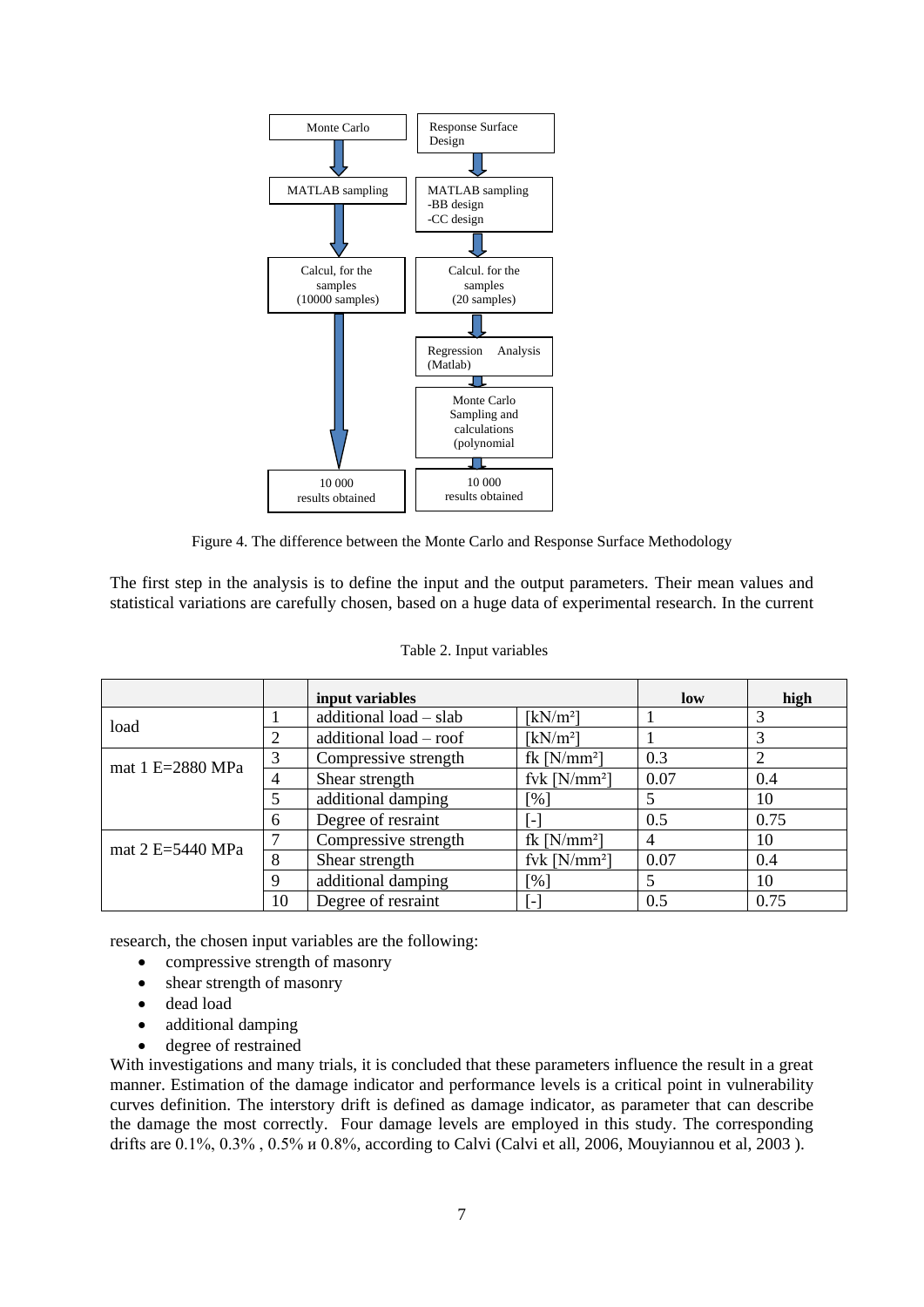Monte Carlo

MATLAB sampling

Calcul, for the samples (10000 samples)

10 000 results obtained

Response Surface Design

MATLAB sampling
-BB design
-CC design

Calcul. for the samples (20 samples)

Regression Analysis (Matlab)

Monte Carlo Sampling and calculations (polynomial

10 000 results obtained

Figure 4. The difference between the Monte Carlo and Response Surface Methodology

The first step in the analysis is to define the input and the output parameters. Their mean values and statistical variations are carefully chosen, based on a huge data of experimental research. In the current research, the chosen input variables are the following:

Table 2. Input variables

| | | **input variables** | | **low** | **high** |
|---|---|---|---|---|---|
| load | 1 | additional load – slab | [kN/m²] | 1 | 3 |
| | 2 | additional load – roof | [kN/m²] | 1 | 3 |
| mat 1 E=2880 MPa | 3 | Compressive strength | fk [N/mm²] | 0.3 | 2 |
| | 4 | Shear strength | fvk [N/mm²] | 0.07 | 0.4 |
| | 5 | additional damping | [%] | 5 | 10 |
| | 6 | Degree of resraint | [-] | 0.5 | 0.75 |
| mat 2 E=5440 MPa | 7 | Compressive strength | fk [N/mm²] | 4 | 10 |
| | 8 | Shear strength | fvk [N/mm²] | 0.07 | 0.4 |
| | 9 | additional damping | [%] | 5 | 10 |
| | 10 | Degree of resraint | [-] | 0.5 | 0.75 |

- compressive strength of masonry
- shear strength of masonry
- dead load
- additional damping
- degree of restrained

With investigations and many trials, it is concluded that these parameters influence the result in a great manner. Estimation of the damage indicator and performance levels is a critical point in vulnerability curves definition. The interstory drift is defined as damage indicator, as parameter that can describe the damage the most correctly. Four damage levels are employed in this study. The corresponding drifts are 0.1%, 0.3% , 0.5% и 0.8%, according to Calvi (Calvi et all, 2006, Mouyiannou et al, 2003 ).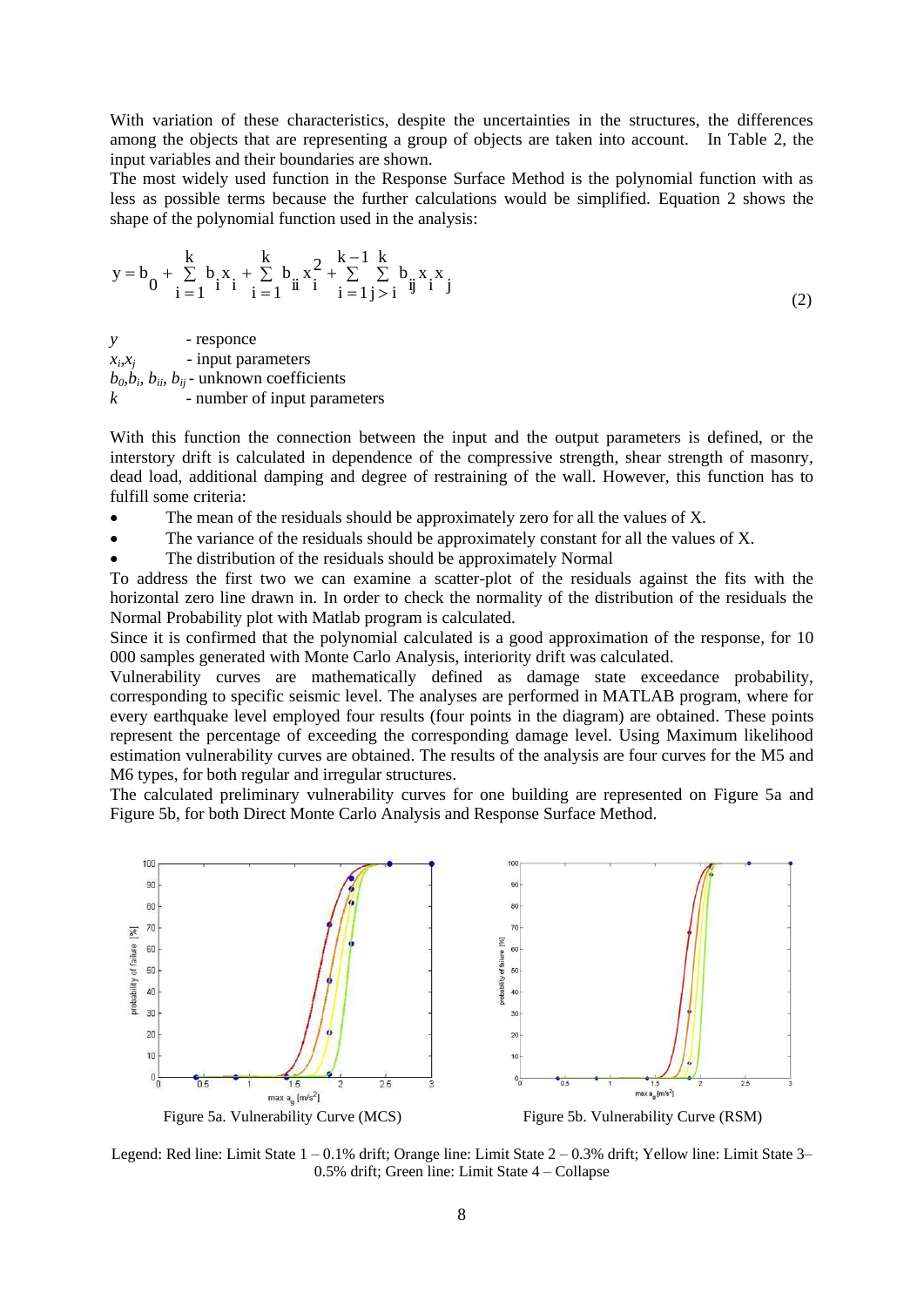With variation of these characteristics, despite the uncertainties in the structures, the differences among the objects that are representing a group of objects are taken into account. In Table 2, the input variables and their boundaries are shown.

The most widely used function in the Response Surface Method is the polynomial function with as less as possible terms because the further calculations would be simplified. Equation 2 shows the shape of the polynomial function used in the analysis:

$$y = b_0 + \sum_{i=1}^{k} b_i x_i + \sum_{i=1}^{k} b_{ii} x_i^2 + \sum_{i=1}^{k-1} \sum_{j>i}^{k} b_{ij} x_i x_j \tag{2}$$

$y$ - responce
$x_i$,$x_j$ - input parameters
$b_0$,$b_i$, $b_{ii}$, $b_{ij}$ - unknown coefficients
$k$ - number of input parameters

With this function the connection between the input and the output parameters is defined, or the interstory drift is calculated in dependence of the compressive strength, shear strength of masonry, dead load, additional damping and degree of restraining of the wall. However, this function has to fulfill some criteria:

- The mean of the residuals should be approximately zero for all the values of X.
- The variance of the residuals should be approximately constant for all the values of X.
- The distribution of the residuals should be approximately Normal

To address the first two we can examine a scatter-plot of the residuals against the fits with the horizontal zero line drawn in. In order to check the normality of the distribution of the residuals the Normal Probability plot with Matlab program is calculated.

Since it is confirmed that the polynomial calculated is a good approximation of the response, for 10 000 samples generated with Monte Carlo Analysis, interiority drift was calculated.

Vulnerability curves are mathematically defined as damage state exceedance probability, corresponding to specific seismic level. The analyses are performed in MATLAB program, where for every earthquake level employed four results (four points in the diagram) are obtained. These points represent the percentage of exceeding the corresponding damage level. Using Maximum likelihood estimation vulnerability curves are obtained. The results of the analysis are four curves for the M5 and M6 types, for both regular and irregular structures.

The calculated preliminary vulnerability curves for one building are represented on Figure 5a and Figure 5b, for both Direct Monte Carlo Analysis and Response Surface Method.

Figure 5a. Vulnerability Curve (MCS)

Figure 5b. Vulnerability Curve (RSM)

Legend: Red line: Limit State 1 – 0.1% drift; Orange line: Limit State 2 – 0.3% drift; Yellow line: Limit State 3– 0.5% drift; Green line: Limit State 4 – Collapse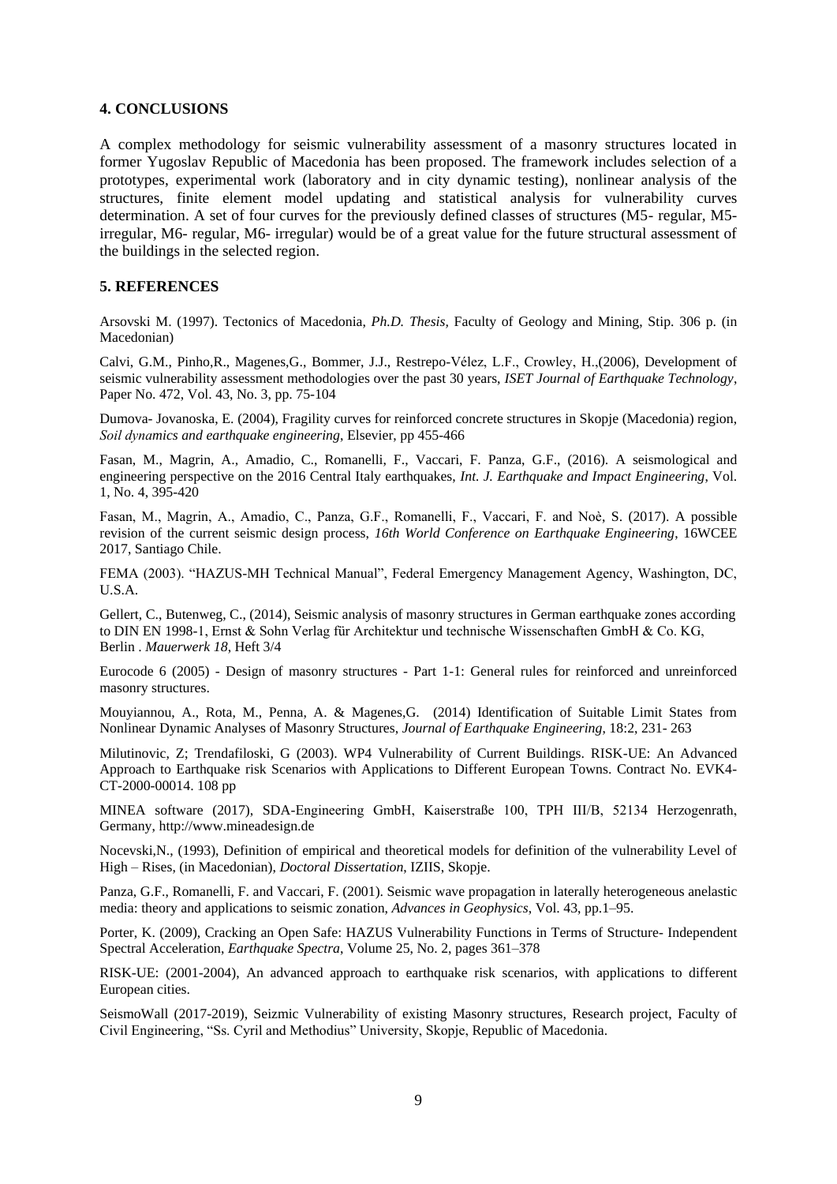## 4. CONCLUSIONS

A complex methodology for seismic vulnerability assessment of a masonry structures located in former Yugoslav Republic of Macedonia has been proposed. The framework includes selection of a prototypes, experimental work (laboratory and in city dynamic testing), nonlinear analysis of the structures, finite element model updating and statistical analysis for vulnerability curves determination. A set of four curves for the previously defined classes of structures (M5- regular, M5- irregular, M6- regular, M6- irregular) would be of a great value for the future structural assessment of the buildings in the selected region.

## 5. REFERENCES

Arsovski M. (1997). Tectonics of Macedonia, *Ph.D. Thesis,* Faculty of Geology and Mining, Stip. 306 p. (in Macedonian)

Calvi, G.M., Pinho,R., Magenes,G., Bommer, J.J., Restrepo-Vélez, L.F., Crowley, H.,(2006), Development of seismic vulnerability assessment methodologies over the past 30 years, *ISET Journal of Earthquake Technology*, Paper No. 472, Vol. 43, No. 3, pp. 75-104

Dumova- Jovanoska, E. (2004), Fragility curves for reinforced concrete structures in Skopje (Macedonia) region, *Soil dynamics and earthquake engineering*, Elsevier, pp 455-466

Fasan, M., Magrin, A., Amadio, C., Romanelli, F., Vaccari, F. Panza, G.F., (2016). A seismological and engineering perspective on the 2016 Central Italy earthquakes, *Int. J. Earthquake and Impact Engineering*, Vol. 1, No. 4, 395-420

Fasan, M., Magrin, A., Amadio, C., Panza, G.F., Romanelli, F., Vaccari, F. and Noè, S. (2017). A possible revision of the current seismic design process, *16th World Conference on Earthquake Engineering*, 16WCEE 2017, Santiago Chile.

FEMA (2003). "HAZUS-MH Technical Manual", Federal Emergency Management Agency, Washington, DC, U.S.A.

Gellert, C., Butenweg, C., (2014), Seismic analysis of masonry structures in German earthquake zones according to DIN EN 1998-1, Ernst & Sohn Verlag für Architektur und technische Wissenschaften GmbH & Co. KG, Berlin . *Mauerwerk 18*, Heft 3/4

Eurocode 6 (2005) - Design of masonry structures - Part 1-1: General rules for reinforced and unreinforced masonry structures.

Mouyiannou, A., Rota, M., Penna, A. & Magenes,G. (2014) Identification of Suitable Limit States from Nonlinear Dynamic Analyses of Masonry Structures, *Journal of Earthquake Engineering*, 18:2, 231- 263

Milutinovic, Z; Trendafiloski, G (2003). WP4 Vulnerability of Current Buildings. RISK-UE: An Advanced Approach to Earthquake risk Scenarios with Applications to Different European Towns. Contract No. EVK4-CT-2000-00014. 108 pp

MINEA software (2017), SDA-Engineering GmbH, Kaiserstraße 100, TPH III/B, 52134 Herzogenrath, Germany, http://www.mineadesign.de

Nocevski,N., (1993), Definition of empirical and theoretical models for definition of the vulnerability Level of High – Rises, (in Macedonian), *Doctoral Dissertation*, IZIIS, Skopje.

Panza, G.F., Romanelli, F. and Vaccari, F. (2001). Seismic wave propagation in laterally heterogeneous anelastic media: theory and applications to seismic zonation, *Advances in Geophysics*, Vol. 43, pp.1–95.

Porter, K. (2009), Cracking an Open Safe: HAZUS Vulnerability Functions in Terms of Structure- Independent Spectral Acceleration, *Earthquake Spectra*, Volume 25, No. 2, pages 361–378

RISK-UE: (2001-2004), An advanced approach to earthquake risk scenarios, with applications to different European cities.

SeismoWall (2017-2019), Seizmic Vulnerability of existing Masonry structures, Research project, Faculty of Civil Engineering, "Ss. Cyril and Methodius" University, Skopje, Republic of Macedonia.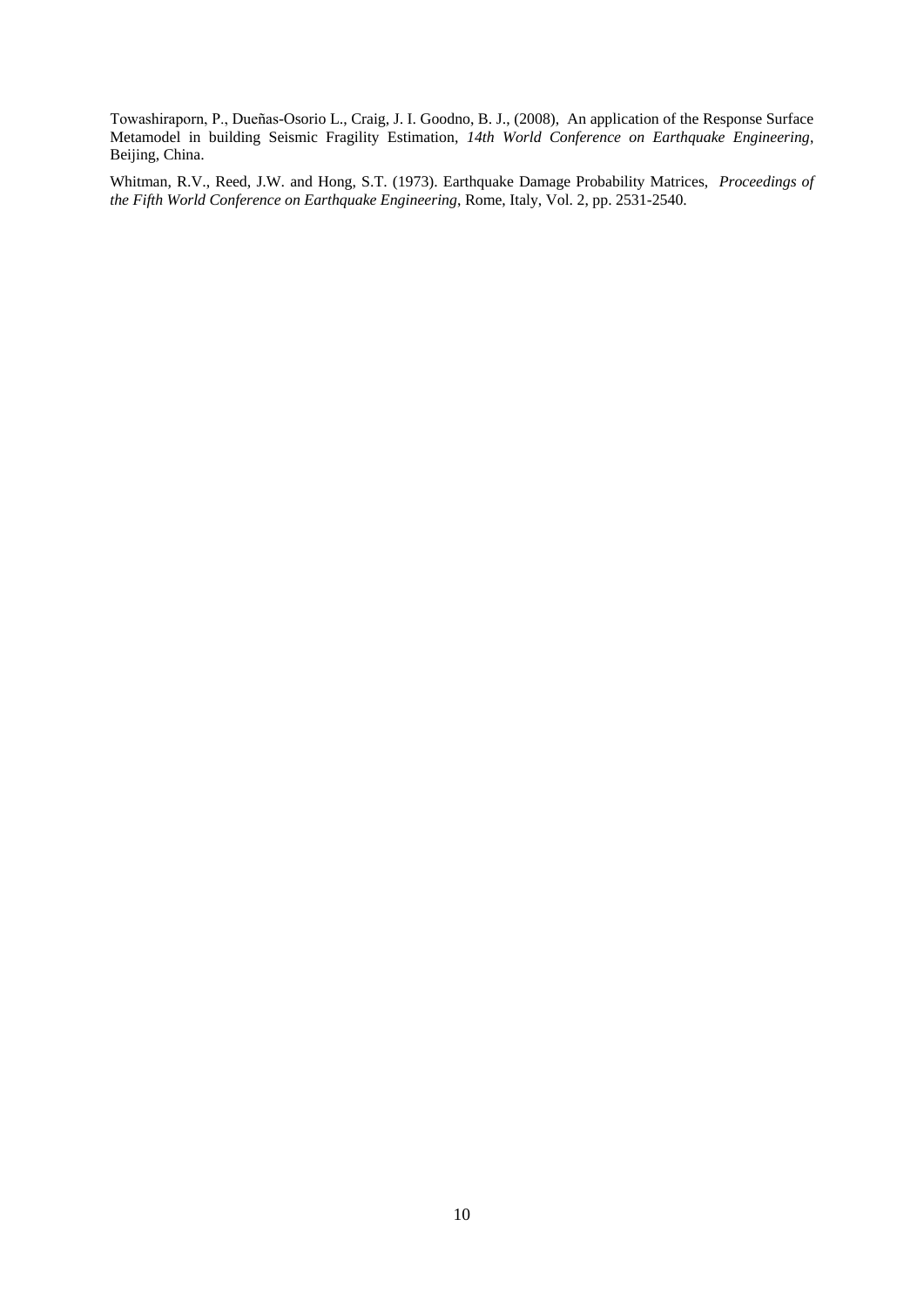Towashiraporn, P., Dueñas-Osorio L., Craig, J. I. Goodno, B. J., (2008), An application of the Response Surface Metamodel in building Seismic Fragility Estimation, *14th World Conference on Earthquake Engineering*, Beijing, China.

Whitman, R.V., Reed, J.W. and Hong, S.T. (1973). Earthquake Damage Probability Matrices, *Proceedings of the Fifth World Conference on Earthquake Engineering*, Rome, Italy, Vol. 2, pp. 2531-2540.